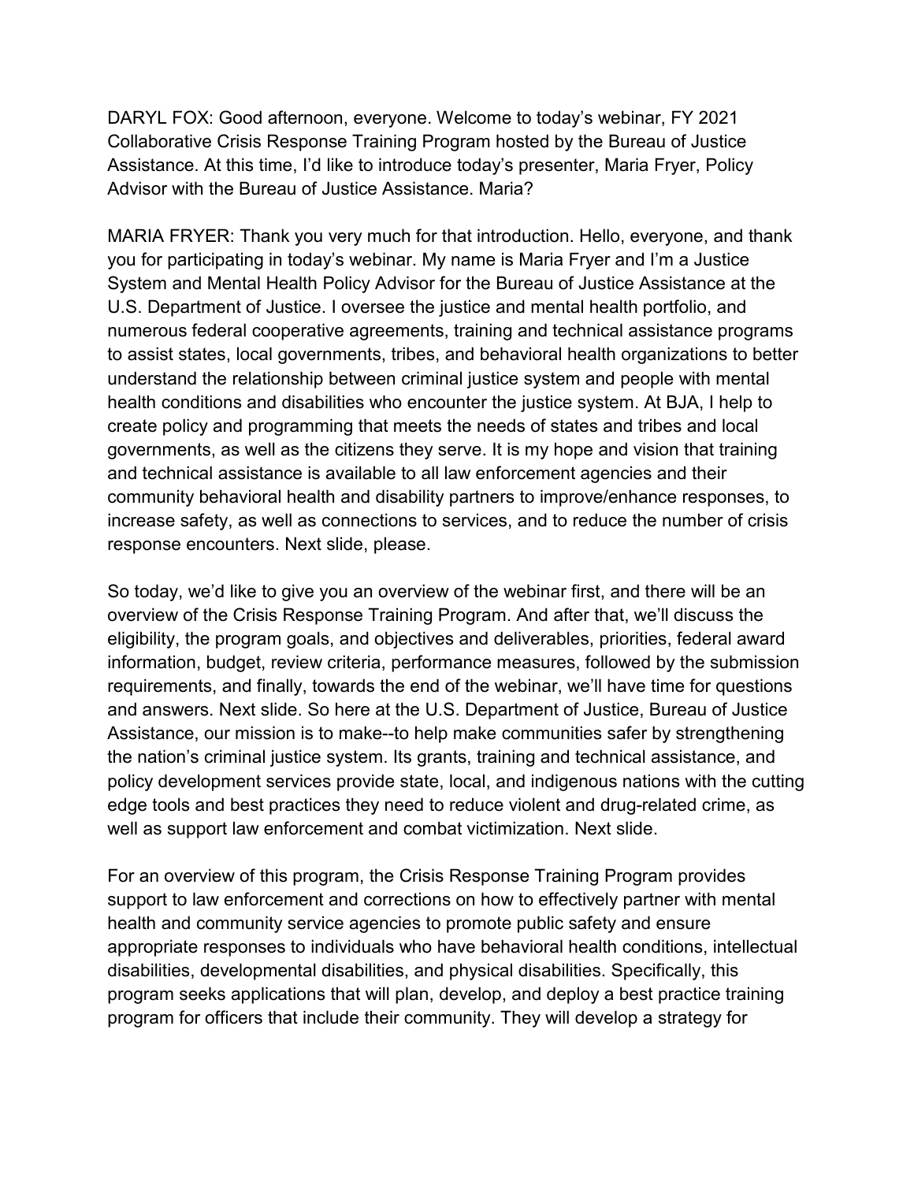DARYL FOX: Good afternoon, everyone. Welcome to today's webinar, FY 2021 Collaborative Crisis Response Training Program hosted by the Bureau of Justice Assistance. At this time, I'd like to introduce today's presenter, Maria Fryer, Policy Advisor with the Bureau of Justice Assistance. Maria?

MARIA FRYER: Thank you very much for that introduction. Hello, everyone, and thank you for participating in today's webinar. My name is Maria Fryer and I'm a Justice System and Mental Health Policy Advisor for the Bureau of Justice Assistance at the U.S. Department of Justice. I oversee the justice and mental health portfolio, and numerous federal cooperative agreements, training and technical assistance programs to assist states, local governments, tribes, and behavioral health organizations to better understand the relationship between criminal justice system and people with mental health conditions and disabilities who encounter the justice system. At BJA, I help to create policy and programming that meets the needs of states and tribes and local governments, as well as the citizens they serve. It is my hope and vision that training and technical assistance is available to all law enforcement agencies and their community behavioral health and disability partners to improve/enhance responses, to increase safety, as well as connections to services, and to reduce the number of crisis response encounters. Next slide, please.

So today, we'd like to give you an overview of the webinar first, and there will be an overview of the Crisis Response Training Program. And after that, we'll discuss the eligibility, the program goals, and objectives and deliverables, priorities, federal award information, budget, review criteria, performance measures, followed by the submission requirements, and finally, towards the end of the webinar, we'll have time for questions and answers. Next slide. So here at the U.S. Department of Justice, Bureau of Justice Assistance, our mission is to make--to help make communities safer by strengthening the nation's criminal justice system. Its grants, training and technical assistance, and policy development services provide state, local, and indigenous nations with the cutting edge tools and best practices they need to reduce violent and drug-related crime, as well as support law enforcement and combat victimization. Next slide.

For an overview of this program, the Crisis Response Training Program provides support to law enforcement and corrections on how to effectively partner with mental health and community service agencies to promote public safety and ensure appropriate responses to individuals who have behavioral health conditions, intellectual disabilities, developmental disabilities, and physical disabilities. Specifically, this program seeks applications that will plan, develop, and deploy a best practice training program for officers that include their community. They will develop a strategy for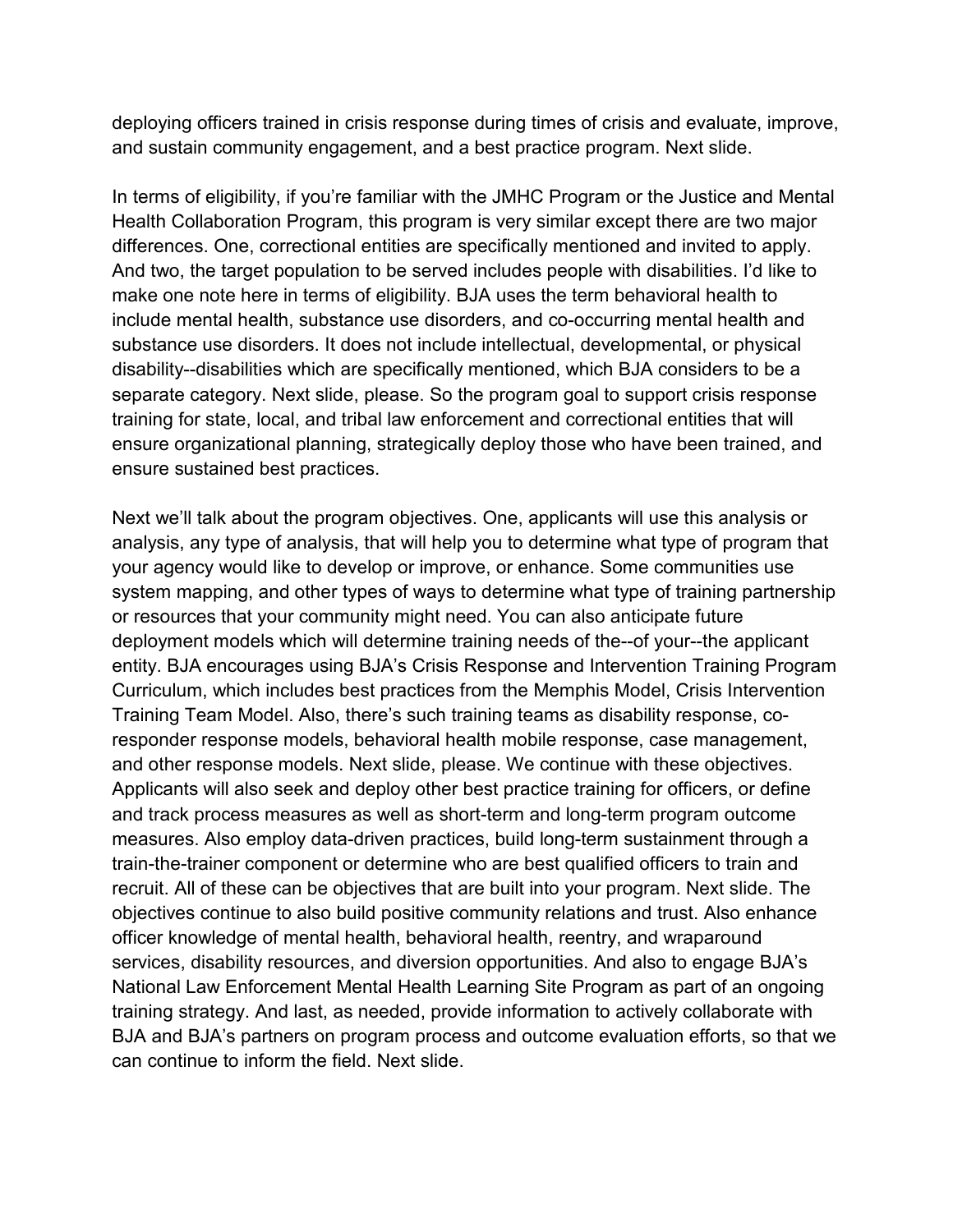deploying officers trained in crisis response during times of crisis and evaluate, improve, and sustain community engagement, and a best practice program. Next slide.

In terms of eligibility, if you're familiar with the JMHC Program or the Justice and Mental Health Collaboration Program, this program is very similar except there are two major differences. One, correctional entities are specifically mentioned and invited to apply. And two, the target population to be served includes people with disabilities. I'd like to make one note here in terms of eligibility. BJA uses the term behavioral health to include mental health, substance use disorders, and co-occurring mental health and substance use disorders. It does not include intellectual, developmental, or physical disability--disabilities which are specifically mentioned, which BJA considers to be a separate category. Next slide, please. So the program goal to support crisis response training for state, local, and tribal law enforcement and correctional entities that will ensure organizational planning, strategically deploy those who have been trained, and ensure sustained best practices.

Next we'll talk about the program objectives. One, applicants will use this analysis or analysis, any type of analysis, that will help you to determine what type of program that your agency would like to develop or improve, or enhance. Some communities use system mapping, and other types of ways to determine what type of training partnership or resources that your community might need. You can also anticipate future deployment models which will determine training needs of the--of your--the applicant entity. BJA encourages using BJA's Crisis Response and Intervention Training Program Curriculum, which includes best practices from the Memphis Model, Crisis Intervention Training Team Model. Also, there's such training teams as disability response, co-responder response models, behavioral health mobile response, case management, and other response models. Next slide, please. We continue with these objectives. Applicants will also seek and deploy other best practice training for officers, or define and track process measures as well as short-term and long-term program outcome measures. Also employ data-driven practices, build long-term sustainment through a train-the-trainer component or determine who are best qualified officers to train and recruit. All of these can be objectives that are built into your program. Next slide. The objectives continue to also build positive community relations and trust. Also enhance officer knowledge of mental health, behavioral health, reentry, and wraparound services, disability resources, and diversion opportunities. And also to engage BJA's National Law Enforcement Mental Health Learning Site Program as part of an ongoing training strategy. And last, as needed, provide information to actively collaborate with BJA and BJA's partners on program process and outcome evaluation efforts, so that we can continue to inform the field. Next slide.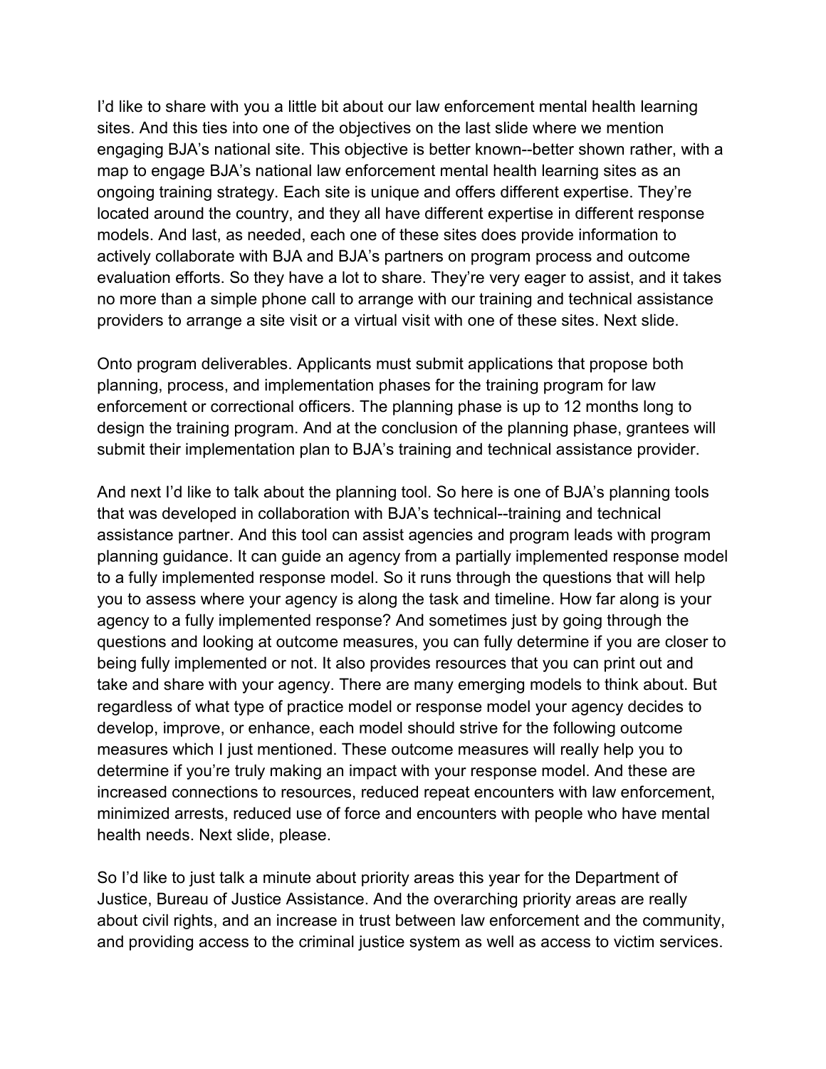I'd like to share with you a little bit about our law enforcement mental health learning sites. And this ties into one of the objectives on the last slide where we mention engaging BJA's national site. This objective is better known--better shown rather, with a map to engage BJA's national law enforcement mental health learning sites as an ongoing training strategy. Each site is unique and offers different expertise. They're located around the country, and they all have different expertise in different response models. And last, as needed, each one of these sites does provide information to actively collaborate with BJA and BJA's partners on program process and outcome evaluation efforts. So they have a lot to share. They're very eager to assist, and it takes no more than a simple phone call to arrange with our training and technical assistance providers to arrange a site visit or a virtual visit with one of these sites. Next slide.

Onto program deliverables. Applicants must submit applications that propose both planning, process, and implementation phases for the training program for law enforcement or correctional officers. The planning phase is up to 12 months long to design the training program. And at the conclusion of the planning phase, grantees will submit their implementation plan to BJA's training and technical assistance provider.

And next I'd like to talk about the planning tool. So here is one of BJA's planning tools that was developed in collaboration with BJA's technical--training and technical assistance partner. And this tool can assist agencies and program leads with program planning guidance. It can guide an agency from a partially implemented response model to a fully implemented response model. So it runs through the questions that will help you to assess where your agency is along the task and timeline. How far along is your agency to a fully implemented response? And sometimes just by going through the questions and looking at outcome measures, you can fully determine if you are closer to being fully implemented or not. It also provides resources that you can print out and take and share with your agency. There are many emerging models to think about. But regardless of what type of practice model or response model your agency decides to develop, improve, or enhance, each model should strive for the following outcome measures which I just mentioned. These outcome measures will really help you to determine if you're truly making an impact with your response model. And these are increased connections to resources, reduced repeat encounters with law enforcement, minimized arrests, reduced use of force and encounters with people who have mental health needs. Next slide, please.

So I'd like to just talk a minute about priority areas this year for the Department of Justice, Bureau of Justice Assistance. And the overarching priority areas are really about civil rights, and an increase in trust between law enforcement and the community, and providing access to the criminal justice system as well as access to victim services.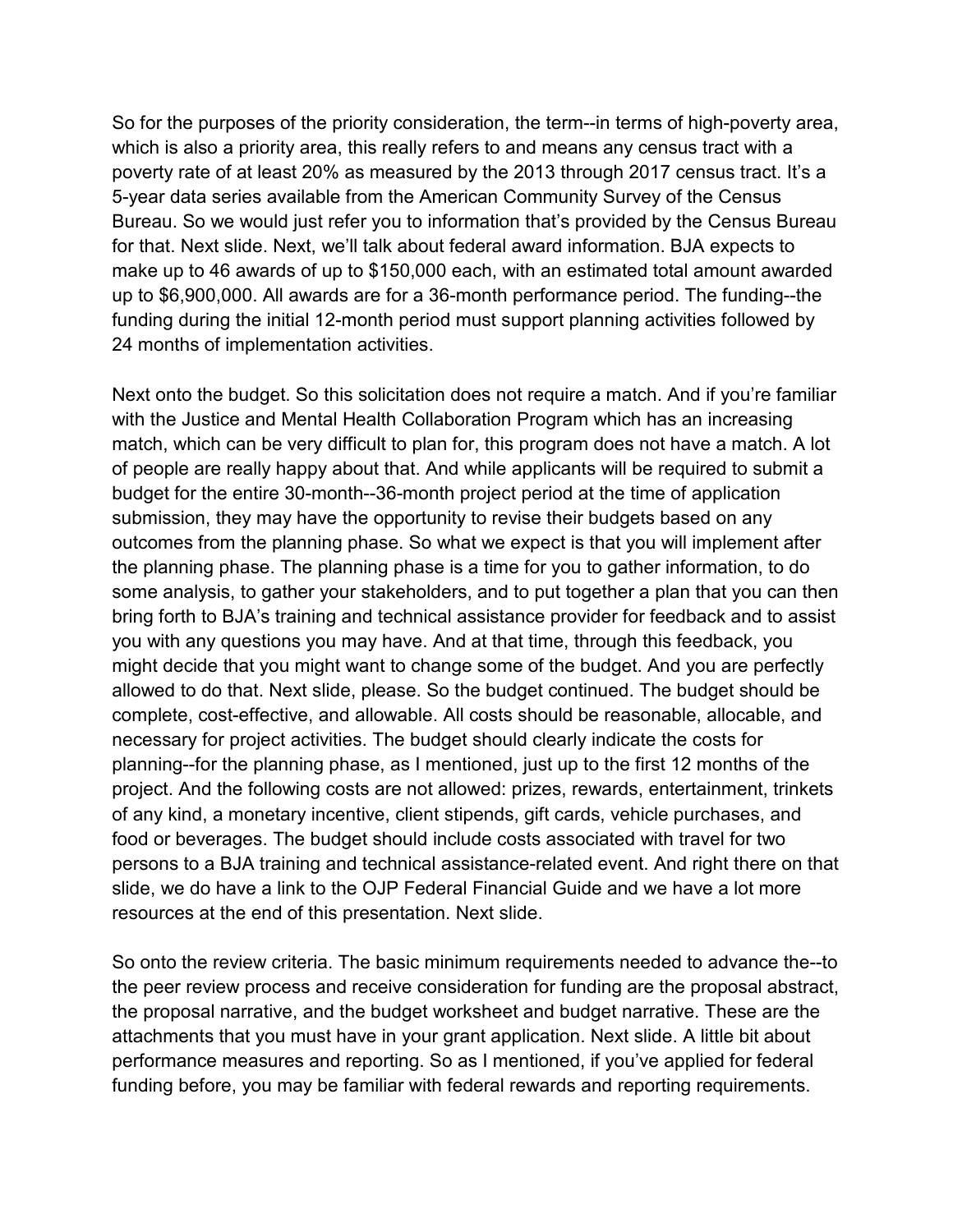So for the purposes of the priority consideration, the term--in terms of high-poverty area, which is also a priority area, this really refers to and means any census tract with a poverty rate of at least 20% as measured by the 2013 through 2017 census tract. It's a 5-year data series available from the American Community Survey of the Census Bureau. So we would just refer you to information that's provided by the Census Bureau for that. Next slide. Next, we'll talk about federal award information. BJA expects to make up to 46 awards of up to $150,000 each, with an estimated total amount awarded up to $6,900,000. All awards are for a 36-month performance period. The funding--the funding during the initial 12-month period must support planning activities followed by 24 months of implementation activities.

Next onto the budget. So this solicitation does not require a match. And if you're familiar with the Justice and Mental Health Collaboration Program which has an increasing match, which can be very difficult to plan for, this program does not have a match. A lot of people are really happy about that. And while applicants will be required to submit a budget for the entire 30-month--36-month project period at the time of application submission, they may have the opportunity to revise their budgets based on any outcomes from the planning phase. So what we expect is that you will implement after the planning phase. The planning phase is a time for you to gather information, to do some analysis, to gather your stakeholders, and to put together a plan that you can then bring forth to BJA's training and technical assistance provider for feedback and to assist you with any questions you may have. And at that time, through this feedback, you might decide that you might want to change some of the budget. And you are perfectly allowed to do that. Next slide, please. So the budget continued. The budget should be complete, cost-effective, and allowable. All costs should be reasonable, allocable, and necessary for project activities. The budget should clearly indicate the costs for planning--for the planning phase, as I mentioned, just up to the first 12 months of the project. And the following costs are not allowed: prizes, rewards, entertainment, trinkets of any kind, a monetary incentive, client stipends, gift cards, vehicle purchases, and food or beverages. The budget should include costs associated with travel for two persons to a BJA training and technical assistance-related event. And right there on that slide, we do have a link to the OJP Federal Financial Guide and we have a lot more resources at the end of this presentation. Next slide.

So onto the review criteria. The basic minimum requirements needed to advance the--to the peer review process and receive consideration for funding are the proposal abstract, the proposal narrative, and the budget worksheet and budget narrative. These are the attachments that you must have in your grant application. Next slide. A little bit about performance measures and reporting. So as I mentioned, if you've applied for federal funding before, you may be familiar with federal rewards and reporting requirements.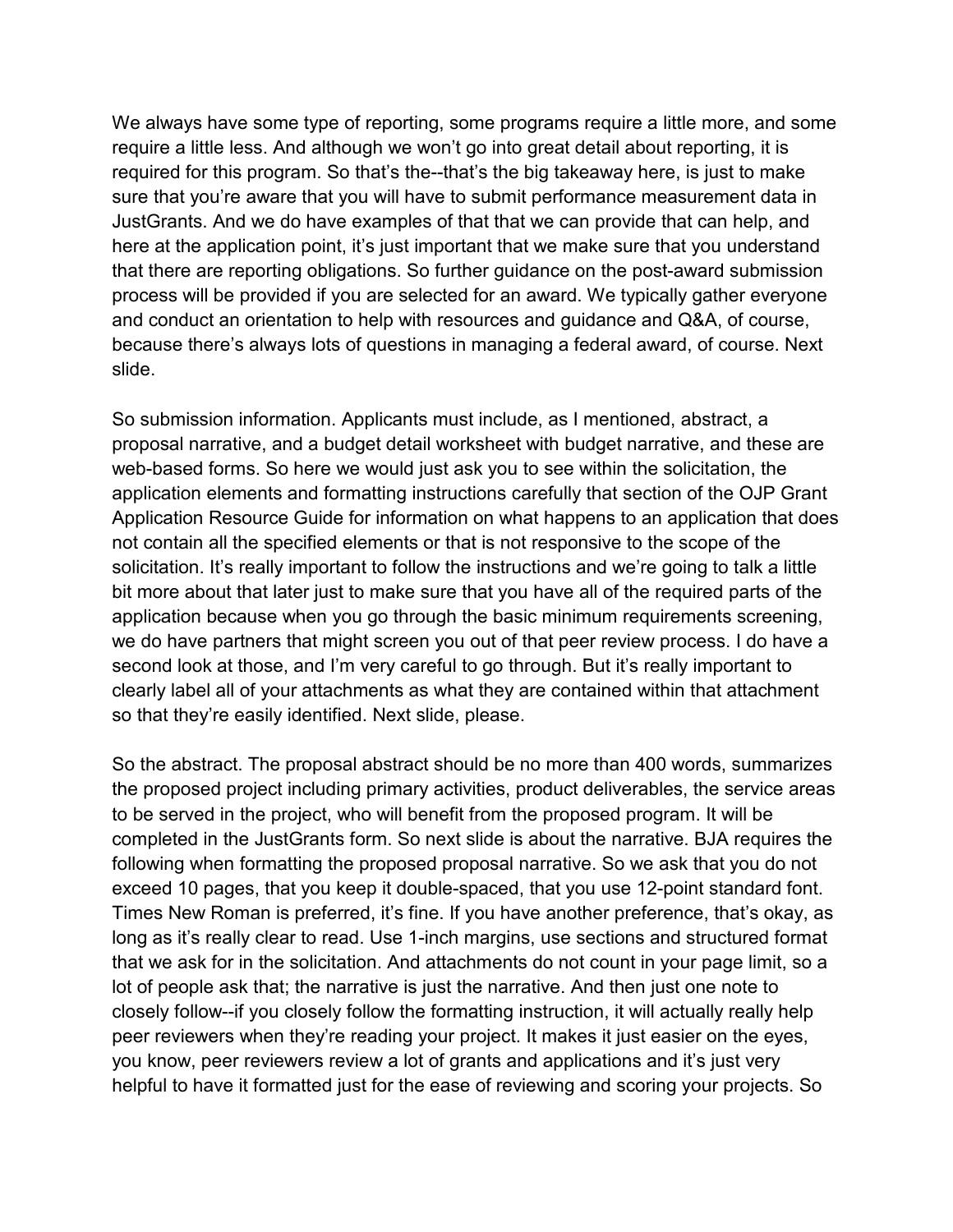We always have some type of reporting, some programs require a little more, and some require a little less. And although we won't go into great detail about reporting, it is required for this program. So that's the--that's the big takeaway here, is just to make sure that you're aware that you will have to submit performance measurement data in JustGrants. And we do have examples of that that we can provide that can help, and here at the application point, it's just important that we make sure that you understand that there are reporting obligations. So further guidance on the post-award submission process will be provided if you are selected for an award. We typically gather everyone and conduct an orientation to help with resources and guidance and Q&A, of course, because there's always lots of questions in managing a federal award, of course. Next slide.

So submission information. Applicants must include, as I mentioned, abstract, a proposal narrative, and a budget detail worksheet with budget narrative, and these are web-based forms. So here we would just ask you to see within the solicitation, the application elements and formatting instructions carefully that section of the OJP Grant Application Resource Guide for information on what happens to an application that does not contain all the specified elements or that is not responsive to the scope of the solicitation. It's really important to follow the instructions and we're going to talk a little bit more about that later just to make sure that you have all of the required parts of the application because when you go through the basic minimum requirements screening, we do have partners that might screen you out of that peer review process. I do have a second look at those, and I'm very careful to go through. But it's really important to clearly label all of your attachments as what they are contained within that attachment so that they're easily identified. Next slide, please.

So the abstract. The proposal abstract should be no more than 400 words, summarizes the proposed project including primary activities, product deliverables, the service areas to be served in the project, who will benefit from the proposed program. It will be completed in the JustGrants form. So next slide is about the narrative. BJA requires the following when formatting the proposed proposal narrative. So we ask that you do not exceed 10 pages, that you keep it double-spaced, that you use 12-point standard font. Times New Roman is preferred, it's fine. If you have another preference, that's okay, as long as it's really clear to read. Use 1-inch margins, use sections and structured format that we ask for in the solicitation. And attachments do not count in your page limit, so a lot of people ask that; the narrative is just the narrative. And then just one note to closely follow--if you closely follow the formatting instruction, it will actually really help peer reviewers when they're reading your project. It makes it just easier on the eyes, you know, peer reviewers review a lot of grants and applications and it's just very helpful to have it formatted just for the ease of reviewing and scoring your projects. So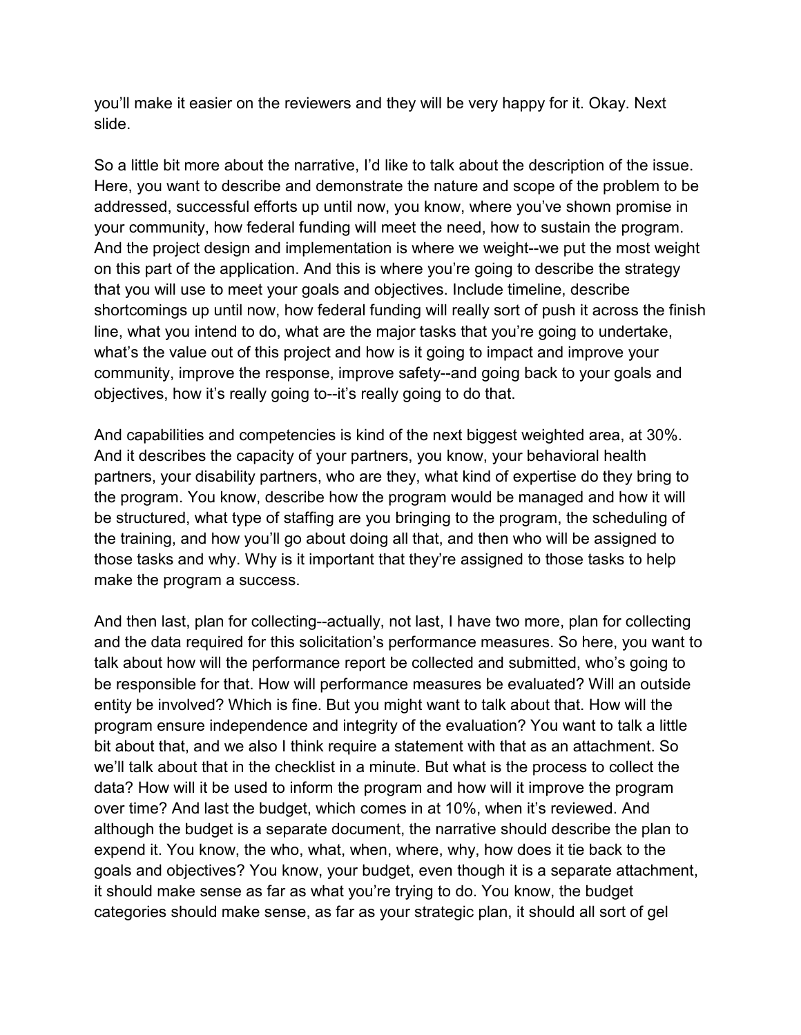you'll make it easier on the reviewers and they will be very happy for it. Okay. Next slide.

So a little bit more about the narrative, I'd like to talk about the description of the issue. Here, you want to describe and demonstrate the nature and scope of the problem to be addressed, successful efforts up until now, you know, where you've shown promise in your community, how federal funding will meet the need, how to sustain the program. And the project design and implementation is where we weight--we put the most weight on this part of the application. And this is where you're going to describe the strategy that you will use to meet your goals and objectives. Include timeline, describe shortcomings up until now, how federal funding will really sort of push it across the finish line, what you intend to do, what are the major tasks that you're going to undertake, what's the value out of this project and how is it going to impact and improve your community, improve the response, improve safety--and going back to your goals and objectives, how it's really going to--it's really going to do that.

And capabilities and competencies is kind of the next biggest weighted area, at 30%. And it describes the capacity of your partners, you know, your behavioral health partners, your disability partners, who are they, what kind of expertise do they bring to the program. You know, describe how the program would be managed and how it will be structured, what type of staffing are you bringing to the program, the scheduling of the training, and how you'll go about doing all that, and then who will be assigned to those tasks and why. Why is it important that they're assigned to those tasks to help make the program a success.

And then last, plan for collecting--actually, not last, I have two more, plan for collecting and the data required for this solicitation's performance measures. So here, you want to talk about how will the performance report be collected and submitted, who's going to be responsible for that. How will performance measures be evaluated? Will an outside entity be involved? Which is fine. But you might want to talk about that. How will the program ensure independence and integrity of the evaluation? You want to talk a little bit about that, and we also I think require a statement with that as an attachment. So we'll talk about that in the checklist in a minute. But what is the process to collect the data? How will it be used to inform the program and how will it improve the program over time? And last the budget, which comes in at 10%, when it's reviewed. And although the budget is a separate document, the narrative should describe the plan to expend it. You know, the who, what, when, where, why, how does it tie back to the goals and objectives? You know, your budget, even though it is a separate attachment, it should make sense as far as what you're trying to do. You know, the budget categories should make sense, as far as your strategic plan, it should all sort of gel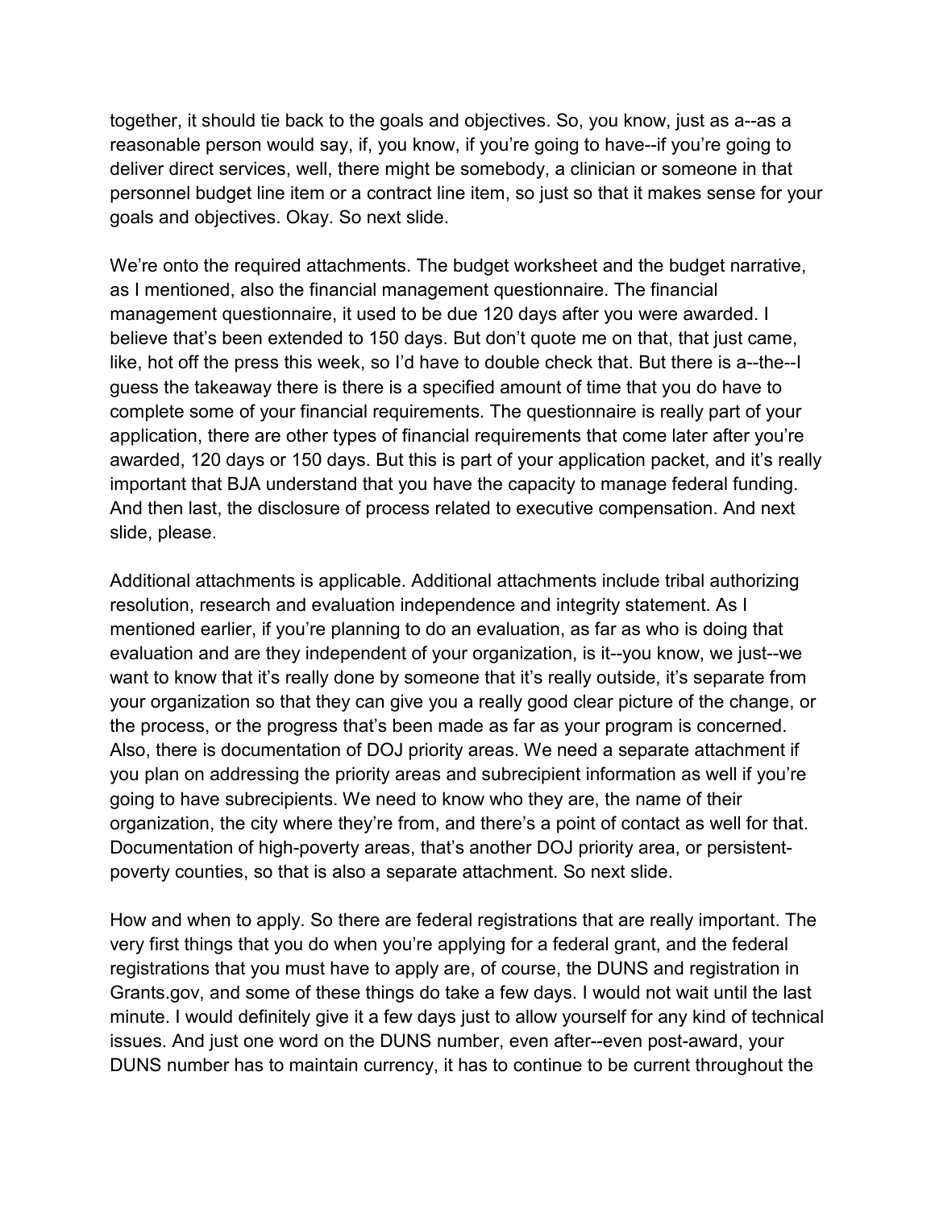together, it should tie back to the goals and objectives. So, you know, just as a--as a reasonable person would say, if, you know, if you're going to have--if you're going to deliver direct services, well, there might be somebody, a clinician or someone in that personnel budget line item or a contract line item, so just so that it makes sense for your goals and objectives. Okay. So next slide.

We're onto the required attachments. The budget worksheet and the budget narrative, as I mentioned, also the financial management questionnaire. The financial management questionnaire, it used to be due 120 days after you were awarded. I believe that's been extended to 150 days. But don't quote me on that, that just came, like, hot off the press this week, so I'd have to double check that. But there is a--the--I guess the takeaway there is there is a specified amount of time that you do have to complete some of your financial requirements. The questionnaire is really part of your application, there are other types of financial requirements that come later after you're awarded, 120 days or 150 days. But this is part of your application packet, and it's really important that BJA understand that you have the capacity to manage federal funding. And then last, the disclosure of process related to executive compensation. And next slide, please.

Additional attachments is applicable. Additional attachments include tribal authorizing resolution, research and evaluation independence and integrity statement. As I mentioned earlier, if you're planning to do an evaluation, as far as who is doing that evaluation and are they independent of your organization, is it--you know, we just--we want to know that it's really done by someone that it's really outside, it's separate from your organization so that they can give you a really good clear picture of the change, or the process, or the progress that's been made as far as your program is concerned. Also, there is documentation of DOJ priority areas. We need a separate attachment if you plan on addressing the priority areas and subrecipient information as well if you're going to have subrecipients. We need to know who they are, the name of their organization, the city where they're from, and there's a point of contact as well for that. Documentation of high-poverty areas, that's another DOJ priority area, or persistent-poverty counties, so that is also a separate attachment. So next slide.

How and when to apply. So there are federal registrations that are really important. The very first things that you do when you're applying for a federal grant, and the federal registrations that you must have to apply are, of course, the DUNS and registration in Grants.gov, and some of these things do take a few days. I would not wait until the last minute. I would definitely give it a few days just to allow yourself for any kind of technical issues. And just one word on the DUNS number, even after--even post-award, your DUNS number has to maintain currency, it has to continue to be current throughout the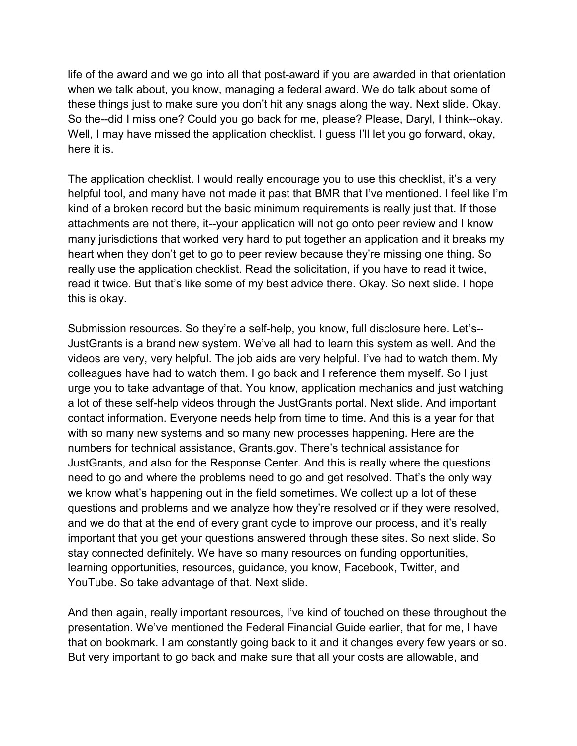life of the award and we go into all that post-award if you are awarded in that orientation when we talk about, you know, managing a federal award. We do talk about some of these things just to make sure you don't hit any snags along the way. Next slide. Okay. So the--did I miss one? Could you go back for me, please? Please, Daryl, I think--okay. Well, I may have missed the application checklist. I guess I'll let you go forward, okay, here it is.

The application checklist. I would really encourage you to use this checklist, it's a very helpful tool, and many have not made it past that BMR that I've mentioned. I feel like I'm kind of a broken record but the basic minimum requirements is really just that. If those attachments are not there, it--your application will not go onto peer review and I know many jurisdictions that worked very hard to put together an application and it breaks my heart when they don't get to go to peer review because they're missing one thing. So really use the application checklist. Read the solicitation, if you have to read it twice, read it twice. But that's like some of my best advice there. Okay. So next slide. I hope this is okay.

Submission resources. So they're a self-help, you know, full disclosure here. Let's-- JustGrants is a brand new system. We've all had to learn this system as well. And the videos are very, very helpful. The job aids are very helpful. I've had to watch them. My colleagues have had to watch them. I go back and I reference them myself. So I just urge you to take advantage of that. You know, application mechanics and just watching a lot of these self-help videos through the JustGrants portal. Next slide. And important contact information. Everyone needs help from time to time. And this is a year for that with so many new systems and so many new processes happening. Here are the numbers for technical assistance, Grants.gov. There's technical assistance for JustGrants, and also for the Response Center. And this is really where the questions need to go and where the problems need to go and get resolved. That's the only way we know what's happening out in the field sometimes. We collect up a lot of these questions and problems and we analyze how they're resolved or if they were resolved, and we do that at the end of every grant cycle to improve our process, and it's really important that you get your questions answered through these sites. So next slide. So stay connected definitely. We have so many resources on funding opportunities, learning opportunities, resources, guidance, you know, Facebook, Twitter, and YouTube. So take advantage of that. Next slide.

And then again, really important resources, I've kind of touched on these throughout the presentation. We've mentioned the Federal Financial Guide earlier, that for me, I have that on bookmark. I am constantly going back to it and it changes every few years or so. But very important to go back and make sure that all your costs are allowable, and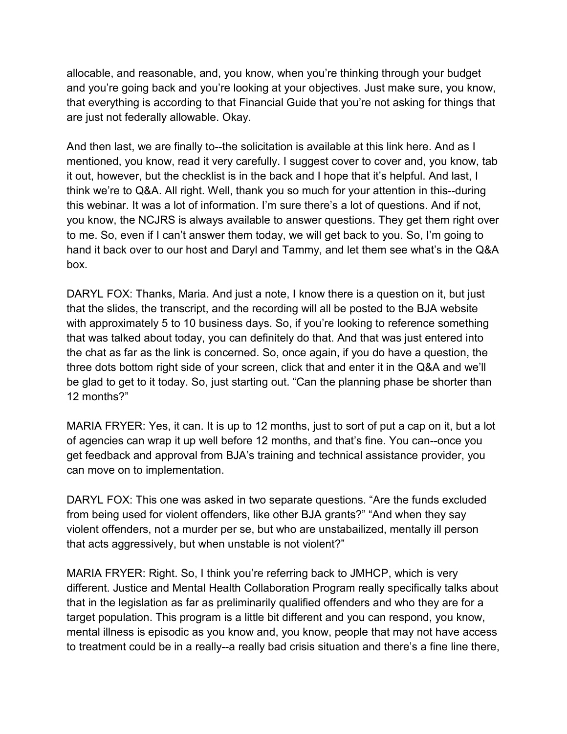allocable, and reasonable, and, you know, when you're thinking through your budget and you're going back and you're looking at your objectives. Just make sure, you know, that everything is according to that Financial Guide that you're not asking for things that are just not federally allowable. Okay.

And then last, we are finally to--the solicitation is available at this link here. And as I mentioned, you know, read it very carefully. I suggest cover to cover and, you know, tab it out, however, but the checklist is in the back and I hope that it's helpful. And last, I think we're to Q&A. All right. Well, thank you so much for your attention in this--during this webinar. It was a lot of information. I'm sure there's a lot of questions. And if not, you know, the NCJRS is always available to answer questions. They get them right over to me. So, even if I can't answer them today, we will get back to you. So, I'm going to hand it back over to our host and Daryl and Tammy, and let them see what's in the Q&A box.

DARYL FOX: Thanks, Maria. And just a note, I know there is a question on it, but just that the slides, the transcript, and the recording will all be posted to the BJA website with approximately 5 to 10 business days. So, if you're looking to reference something that was talked about today, you can definitely do that. And that was just entered into the chat as far as the link is concerned. So, once again, if you do have a question, the three dots bottom right side of your screen, click that and enter it in the Q&A and we'll be glad to get to it today. So, just starting out. "Can the planning phase be shorter than 12 months?"

MARIA FRYER: Yes, it can. It is up to 12 months, just to sort of put a cap on it, but a lot of agencies can wrap it up well before 12 months, and that's fine. You can--once you get feedback and approval from BJA's training and technical assistance provider, you can move on to implementation.

DARYL FOX: This one was asked in two separate questions. "Are the funds excluded from being used for violent offenders, like other BJA grants?" "And when they say violent offenders, not a murder per se, but who are unstabailized, mentally ill person that acts aggressively, but when unstable is not violent?"

MARIA FRYER: Right. So, I think you're referring back to JMHCP, which is very different. Justice and Mental Health Collaboration Program really specifically talks about that in the legislation as far as preliminarily qualified offenders and who they are for a target population. This program is a little bit different and you can respond, you know, mental illness is episodic as you know and, you know, people that may not have access to treatment could be in a really--a really bad crisis situation and there's a fine line there,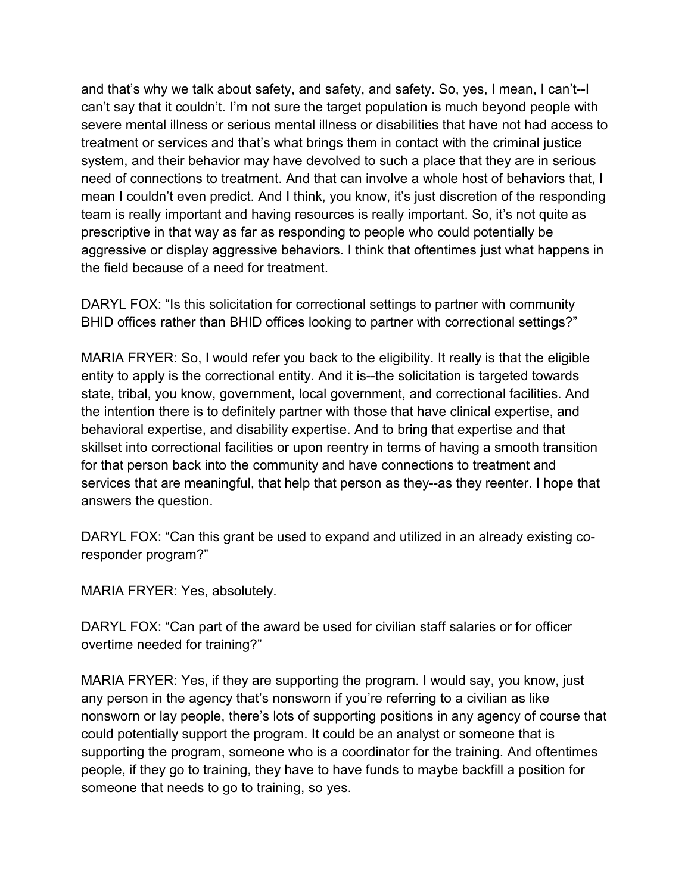and that's why we talk about safety, and safety, and safety. So, yes, I mean, I can't--I can't say that it couldn't. I'm not sure the target population is much beyond people with severe mental illness or serious mental illness or disabilities that have not had access to treatment or services and that's what brings them in contact with the criminal justice system, and their behavior may have devolved to such a place that they are in serious need of connections to treatment. And that can involve a whole host of behaviors that, I mean I couldn't even predict. And I think, you know, it's just discretion of the responding team is really important and having resources is really important. So, it's not quite as prescriptive in that way as far as responding to people who could potentially be aggressive or display aggressive behaviors. I think that oftentimes just what happens in the field because of a need for treatment.

DARYL FOX: "Is this solicitation for correctional settings to partner with community BHID offices rather than BHID offices looking to partner with correctional settings?"

MARIA FRYER: So, I would refer you back to the eligibility. It really is that the eligible entity to apply is the correctional entity. And it is--the solicitation is targeted towards state, tribal, you know, government, local government, and correctional facilities. And the intention there is to definitely partner with those that have clinical expertise, and behavioral expertise, and disability expertise. And to bring that expertise and that skillset into correctional facilities or upon reentry in terms of having a smooth transition for that person back into the community and have connections to treatment and services that are meaningful, that help that person as they--as they reenter. I hope that answers the question.

DARYL FOX: "Can this grant be used to expand and utilized in an already existing co-responder program?"

MARIA FRYER: Yes, absolutely.

DARYL FOX: "Can part of the award be used for civilian staff salaries or for officer overtime needed for training?"

MARIA FRYER: Yes, if they are supporting the program. I would say, you know, just any person in the agency that's nonsworn if you're referring to a civilian as like nonsworn or lay people, there's lots of supporting positions in any agency of course that could potentially support the program. It could be an analyst or someone that is supporting the program, someone who is a coordinator for the training. And oftentimes people, if they go to training, they have to have funds to maybe backfill a position for someone that needs to go to training, so yes.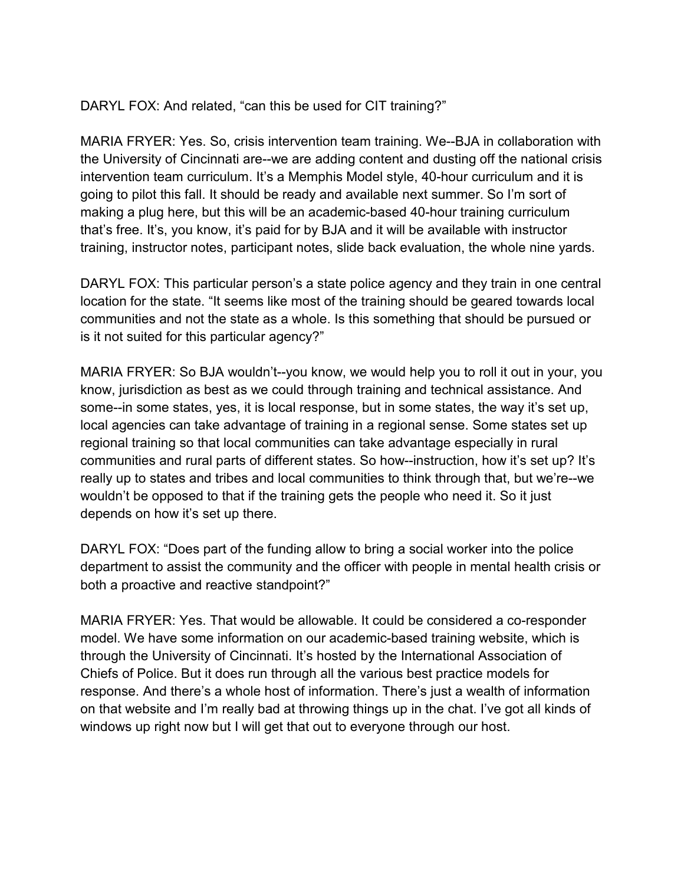DARYL FOX: And related, “can this be used for CIT training?”

MARIA FRYER: Yes. So, crisis intervention team training. We--BJA in collaboration with the University of Cincinnati are--we are adding content and dusting off the national crisis intervention team curriculum. It’s a Memphis Model style, 40-hour curriculum and it is going to pilot this fall. It should be ready and available next summer. So I’m sort of making a plug here, but this will be an academic-based 40-hour training curriculum that’s free. It’s, you know, it’s paid for by BJA and it will be available with instructor training, instructor notes, participant notes, slide back evaluation, the whole nine yards.

DARYL FOX: This particular person’s a state police agency and they train in one central location for the state. “It seems like most of the training should be geared towards local communities and not the state as a whole. Is this something that should be pursued or is it not suited for this particular agency?”

MARIA FRYER: So BJA wouldn’t--you know, we would help you to roll it out in your, you know, jurisdiction as best as we could through training and technical assistance. And some--in some states, yes, it is local response, but in some states, the way it’s set up, local agencies can take advantage of training in a regional sense. Some states set up regional training so that local communities can take advantage especially in rural communities and rural parts of different states. So how--instruction, how it’s set up? It’s really up to states and tribes and local communities to think through that, but we’re--we wouldn’t be opposed to that if the training gets the people who need it. So it just depends on how it’s set up there.

DARYL FOX: “Does part of the funding allow to bring a social worker into the police department to assist the community and the officer with people in mental health crisis or both a proactive and reactive standpoint?”

MARIA FRYER: Yes. That would be allowable. It could be considered a co-responder model. We have some information on our academic-based training website, which is through the University of Cincinnati. It’s hosted by the International Association of Chiefs of Police. But it does run through all the various best practice models for response. And there’s a whole host of information. There’s just a wealth of information on that website and I’m really bad at throwing things up in the chat. I’ve got all kinds of windows up right now but I will get that out to everyone through our host.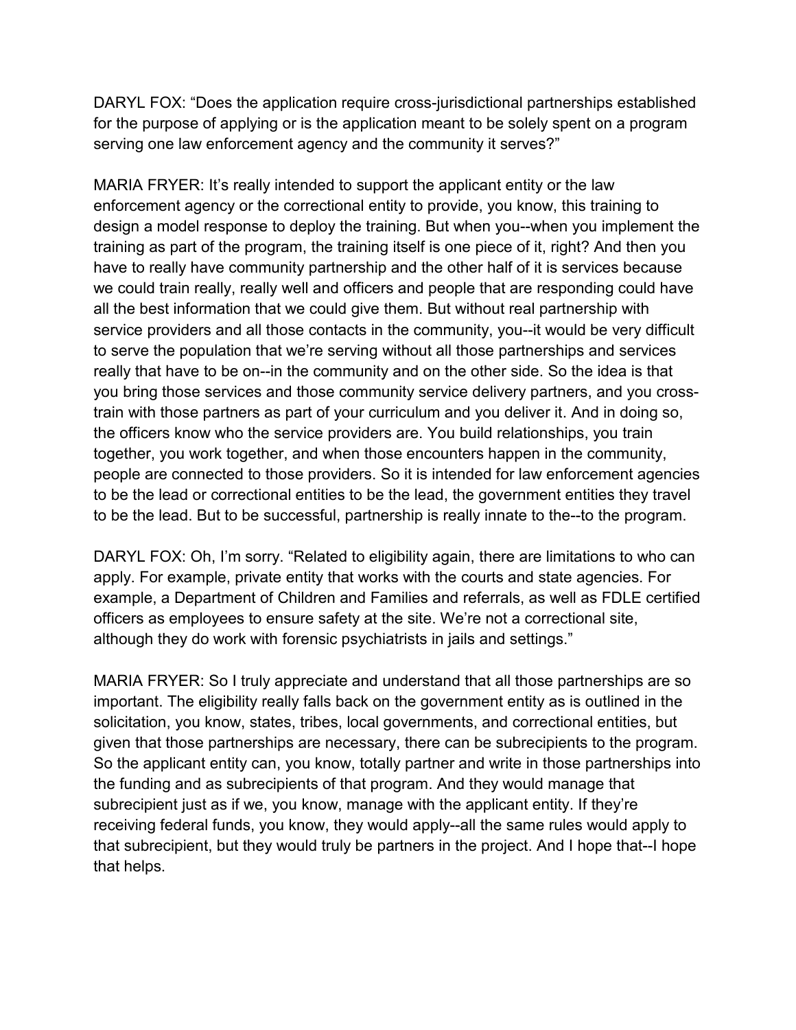DARYL FOX: "Does the application require cross-jurisdictional partnerships established for the purpose of applying or is the application meant to be solely spent on a program serving one law enforcement agency and the community it serves?"

MARIA FRYER: It's really intended to support the applicant entity or the law enforcement agency or the correctional entity to provide, you know, this training to design a model response to deploy the training. But when you--when you implement the training as part of the program, the training itself is one piece of it, right? And then you have to really have community partnership and the other half of it is services because we could train really, really well and officers and people that are responding could have all the best information that we could give them. But without real partnership with service providers and all those contacts in the community, you--it would be very difficult to serve the population that we're serving without all those partnerships and services really that have to be on--in the community and on the other side. So the idea is that you bring those services and those community service delivery partners, and you cross-train with those partners as part of your curriculum and you deliver it. And in doing so, the officers know who the service providers are. You build relationships, you train together, you work together, and when those encounters happen in the community, people are connected to those providers. So it is intended for law enforcement agencies to be the lead or correctional entities to be the lead, the government entities they travel to be the lead. But to be successful, partnership is really innate to the--to the program.

DARYL FOX: Oh, I'm sorry. "Related to eligibility again, there are limitations to who can apply. For example, private entity that works with the courts and state agencies. For example, a Department of Children and Families and referrals, as well as FDLE certified officers as employees to ensure safety at the site. We're not a correctional site, although they do work with forensic psychiatrists in jails and settings."

MARIA FRYER: So I truly appreciate and understand that all those partnerships are so important. The eligibility really falls back on the government entity as is outlined in the solicitation, you know, states, tribes, local governments, and correctional entities, but given that those partnerships are necessary, there can be subrecipients to the program. So the applicant entity can, you know, totally partner and write in those partnerships into the funding and as subrecipients of that program. And they would manage that subrecipient just as if we, you know, manage with the applicant entity. If they're receiving federal funds, you know, they would apply--all the same rules would apply to that subrecipient, but they would truly be partners in the project. And I hope that--I hope that helps.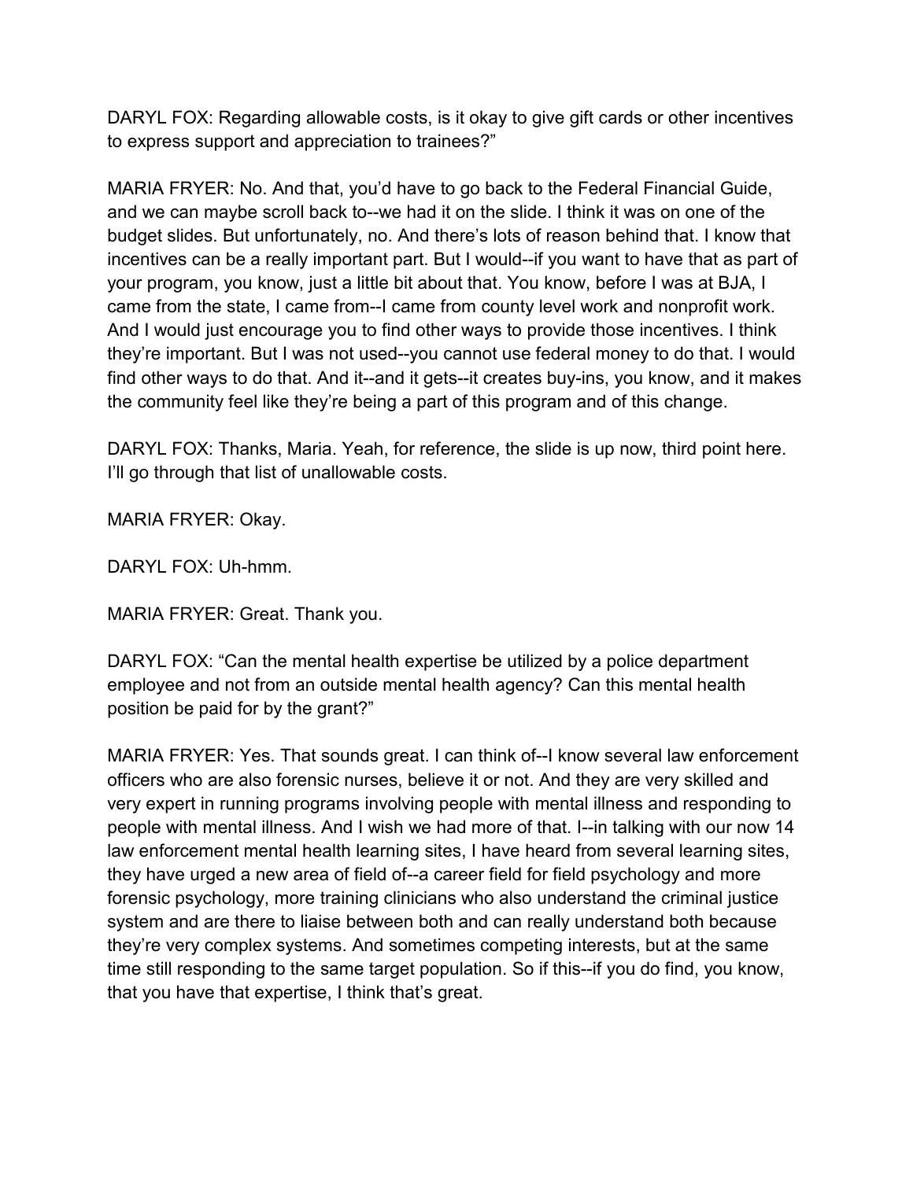DARYL FOX: Regarding allowable costs, is it okay to give gift cards or other incentives to express support and appreciation to trainees?"

MARIA FRYER: No. And that, you'd have to go back to the Federal Financial Guide, and we can maybe scroll back to--we had it on the slide. I think it was on one of the budget slides. But unfortunately, no. And there's lots of reason behind that. I know that incentives can be a really important part. But I would--if you want to have that as part of your program, you know, just a little bit about that. You know, before I was at BJA, I came from the state, I came from--I came from county level work and nonprofit work. And I would just encourage you to find other ways to provide those incentives. I think they're important. But I was not used--you cannot use federal money to do that. I would find other ways to do that. And it--and it gets--it creates buy-ins, you know, and it makes the community feel like they're being a part of this program and of this change.

DARYL FOX: Thanks, Maria. Yeah, for reference, the slide is up now, third point here. I'll go through that list of unallowable costs.

MARIA FRYER: Okay.

DARYL FOX: Uh-hmm.

MARIA FRYER: Great. Thank you.

DARYL FOX: "Can the mental health expertise be utilized by a police department employee and not from an outside mental health agency? Can this mental health position be paid for by the grant?"

MARIA FRYER: Yes. That sounds great. I can think of--I know several law enforcement officers who are also forensic nurses, believe it or not. And they are very skilled and very expert in running programs involving people with mental illness and responding to people with mental illness. And I wish we had more of that. I--in talking with our now 14 law enforcement mental health learning sites, I have heard from several learning sites, they have urged a new area of field of--a career field for field psychology and more forensic psychology, more training clinicians who also understand the criminal justice system and are there to liaise between both and can really understand both because they're very complex systems. And sometimes competing interests, but at the same time still responding to the same target population. So if this--if you do find, you know, that you have that expertise, I think that's great.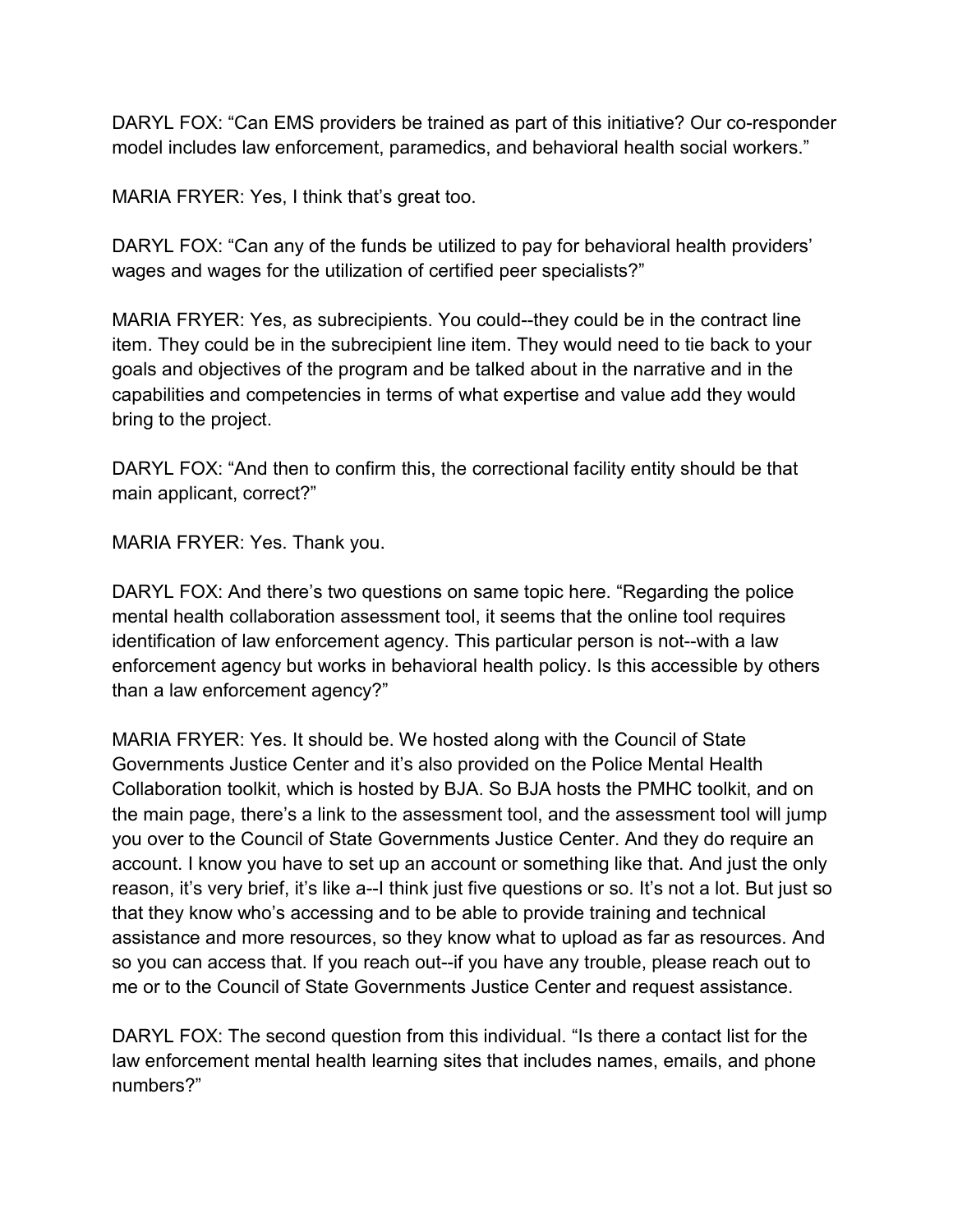DARYL FOX: "Can EMS providers be trained as part of this initiative? Our co-responder model includes law enforcement, paramedics, and behavioral health social workers."

MARIA FRYER: Yes, I think that's great too.

DARYL FOX: "Can any of the funds be utilized to pay for behavioral health providers' wages and wages for the utilization of certified peer specialists?"

MARIA FRYER: Yes, as subrecipients. You could--they could be in the contract line item. They could be in the subrecipient line item. They would need to tie back to your goals and objectives of the program and be talked about in the narrative and in the capabilities and competencies in terms of what expertise and value add they would bring to the project.

DARYL FOX: "And then to confirm this, the correctional facility entity should be that main applicant, correct?"

MARIA FRYER: Yes. Thank you.

DARYL FOX: And there's two questions on same topic here. "Regarding the police mental health collaboration assessment tool, it seems that the online tool requires identification of law enforcement agency. This particular person is not--with a law enforcement agency but works in behavioral health policy. Is this accessible by others than a law enforcement agency?"

MARIA FRYER: Yes. It should be. We hosted along with the Council of State Governments Justice Center and it's also provided on the Police Mental Health Collaboration toolkit, which is hosted by BJA. So BJA hosts the PMHC toolkit, and on the main page, there's a link to the assessment tool, and the assessment tool will jump you over to the Council of State Governments Justice Center. And they do require an account. I know you have to set up an account or something like that. And just the only reason, it's very brief, it's like a--I think just five questions or so. It's not a lot. But just so that they know who's accessing and to be able to provide training and technical assistance and more resources, so they know what to upload as far as resources. And so you can access that. If you reach out--if you have any trouble, please reach out to me or to the Council of State Governments Justice Center and request assistance.

DARYL FOX: The second question from this individual. "Is there a contact list for the law enforcement mental health learning sites that includes names, emails, and phone numbers?"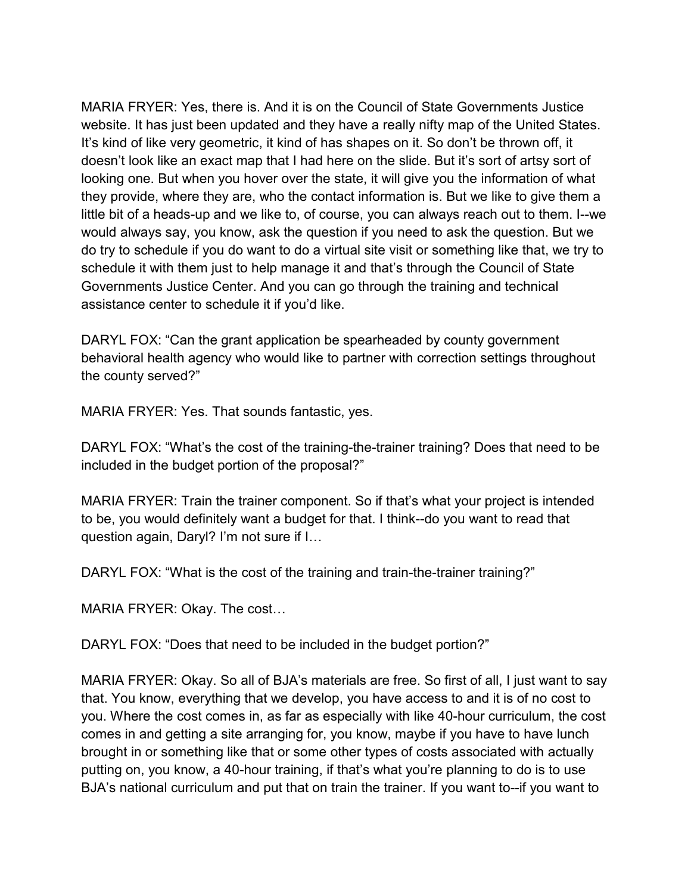MARIA FRYER: Yes, there is. And it is on the Council of State Governments Justice website. It has just been updated and they have a really nifty map of the United States. It's kind of like very geometric, it kind of has shapes on it. So don't be thrown off, it doesn't look like an exact map that I had here on the slide. But it's sort of artsy sort of looking one. But when you hover over the state, it will give you the information of what they provide, where they are, who the contact information is. But we like to give them a little bit of a heads-up and we like to, of course, you can always reach out to them. I--we would always say, you know, ask the question if you need to ask the question. But we do try to schedule if you do want to do a virtual site visit or something like that, we try to schedule it with them just to help manage it and that's through the Council of State Governments Justice Center. And you can go through the training and technical assistance center to schedule it if you'd like.

DARYL FOX: "Can the grant application be spearheaded by county government behavioral health agency who would like to partner with correction settings throughout the county served?"

MARIA FRYER: Yes. That sounds fantastic, yes.

DARYL FOX: "What's the cost of the training-the-trainer training? Does that need to be included in the budget portion of the proposal?"

MARIA FRYER: Train the trainer component. So if that's what your project is intended to be, you would definitely want a budget for that. I think--do you want to read that question again, Daryl? I'm not sure if I…

DARYL FOX: "What is the cost of the training and train-the-trainer training?"

MARIA FRYER: Okay. The cost…

DARYL FOX: "Does that need to be included in the budget portion?"

MARIA FRYER: Okay. So all of BJA's materials are free. So first of all, I just want to say that. You know, everything that we develop, you have access to and it is of no cost to you. Where the cost comes in, as far as especially with like 40-hour curriculum, the cost comes in and getting a site arranging for, you know, maybe if you have to have lunch brought in or something like that or some other types of costs associated with actually putting on, you know, a 40-hour training, if that's what you're planning to do is to use BJA's national curriculum and put that on train the trainer. If you want to--if you want to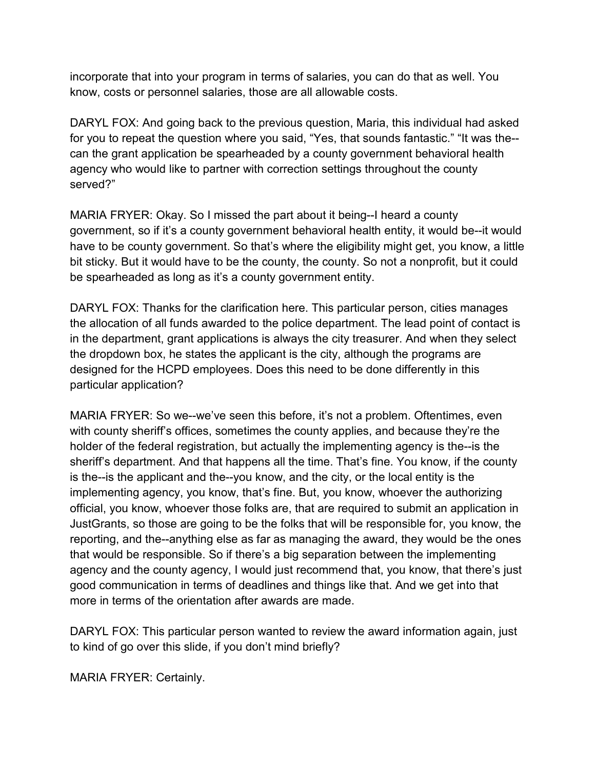incorporate that into your program in terms of salaries, you can do that as well. You know, costs or personnel salaries, those are all allowable costs.

DARYL FOX: And going back to the previous question, Maria, this individual had asked for you to repeat the question where you said, "Yes, that sounds fantastic." "It was the--can the grant application be spearheaded by a county government behavioral health agency who would like to partner with correction settings throughout the county served?"

MARIA FRYER: Okay. So I missed the part about it being--I heard a county government, so if it's a county government behavioral health entity, it would be--it would have to be county government. So that's where the eligibility might get, you know, a little bit sticky. But it would have to be the county, the county. So not a nonprofit, but it could be spearheaded as long as it's a county government entity.

DARYL FOX: Thanks for the clarification here. This particular person, cities manages the allocation of all funds awarded to the police department. The lead point of contact is in the department, grant applications is always the city treasurer. And when they select the dropdown box, he states the applicant is the city, although the programs are designed for the HCPD employees. Does this need to be done differently in this particular application?

MARIA FRYER: So we--we've seen this before, it's not a problem. Oftentimes, even with county sheriff's offices, sometimes the county applies, and because they're the holder of the federal registration, but actually the implementing agency is the--is the sheriff's department. And that happens all the time. That's fine. You know, if the county is the--is the applicant and the--you know, and the city, or the local entity is the implementing agency, you know, that's fine. But, you know, whoever the authorizing official, you know, whoever those folks are, that are required to submit an application in JustGrants, so those are going to be the folks that will be responsible for, you know, the reporting, and the--anything else as far as managing the award, they would be the ones that would be responsible. So if there's a big separation between the implementing agency and the county agency, I would just recommend that, you know, that there's just good communication in terms of deadlines and things like that. And we get into that more in terms of the orientation after awards are made.

DARYL FOX: This particular person wanted to review the award information again, just to kind of go over this slide, if you don't mind briefly?

MARIA FRYER: Certainly.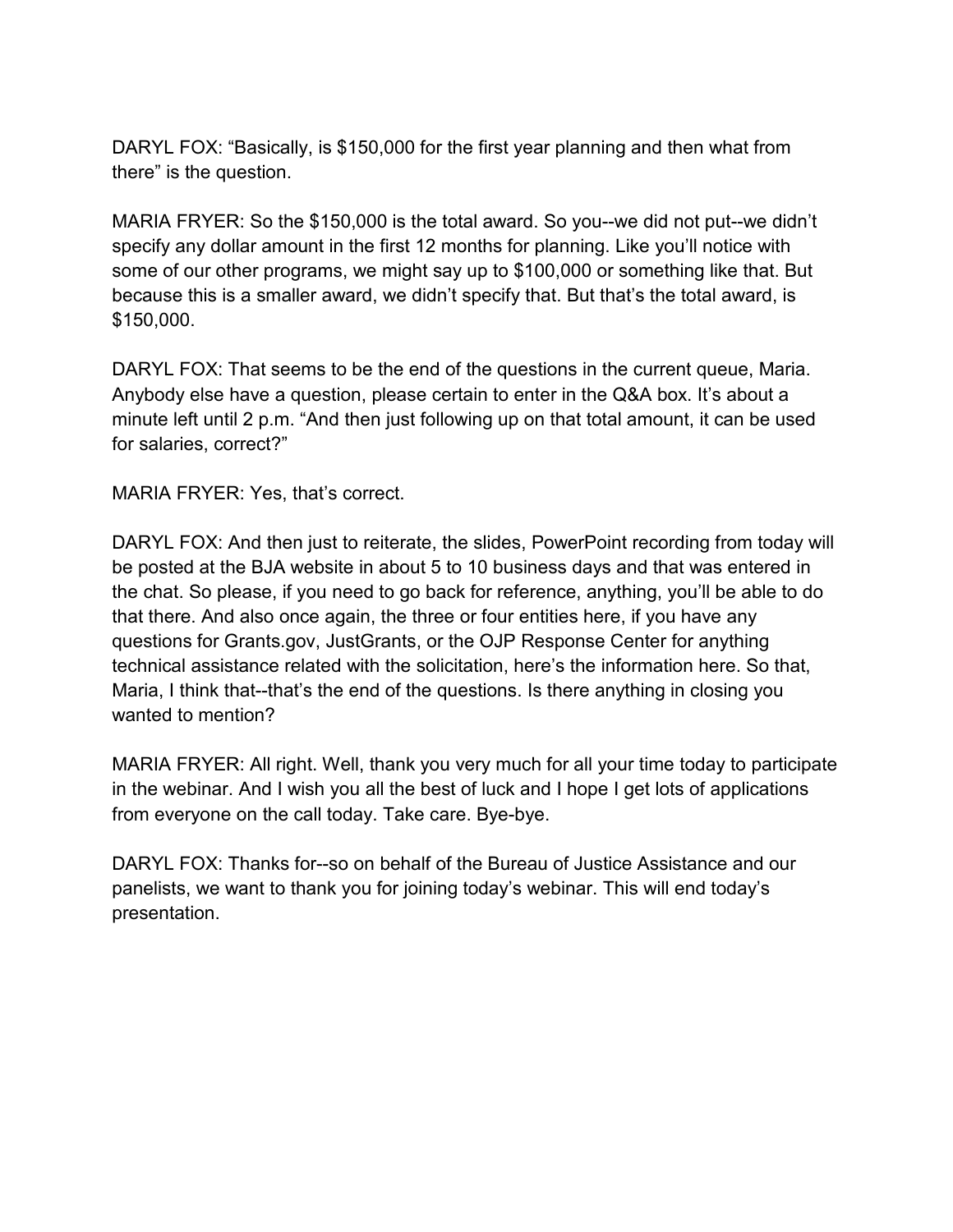DARYL FOX: “Basically, is $150,000 for the first year planning and then what from there” is the question.

MARIA FRYER: So the $150,000 is the total award. So you--we did not put--we didn’t specify any dollar amount in the first 12 months for planning. Like you’ll notice with some of our other programs, we might say up to $100,000 or something like that. But because this is a smaller award, we didn’t specify that. But that’s the total award, is $150,000.

DARYL FOX: That seems to be the end of the questions in the current queue, Maria. Anybody else have a question, please certain to enter in the Q&A box. It’s about a minute left until 2 p.m. “And then just following up on that total amount, it can be used for salaries, correct?”

MARIA FRYER: Yes, that’s correct.

DARYL FOX: And then just to reiterate, the slides, PowerPoint recording from today will be posted at the BJA website in about 5 to 10 business days and that was entered in the chat. So please, if you need to go back for reference, anything, you’ll be able to do that there. And also once again, the three or four entities here, if you have any questions for Grants.gov, JustGrants, or the OJP Response Center for anything technical assistance related with the solicitation, here’s the information here. So that, Maria, I think that--that’s the end of the questions. Is there anything in closing you wanted to mention?

MARIA FRYER: All right. Well, thank you very much for all your time today to participate in the webinar. And I wish you all the best of luck and I hope I get lots of applications from everyone on the call today. Take care. Bye-bye.

DARYL FOX: Thanks for--so on behalf of the Bureau of Justice Assistance and our panelists, we want to thank you for joining today’s webinar. This will end today’s presentation.